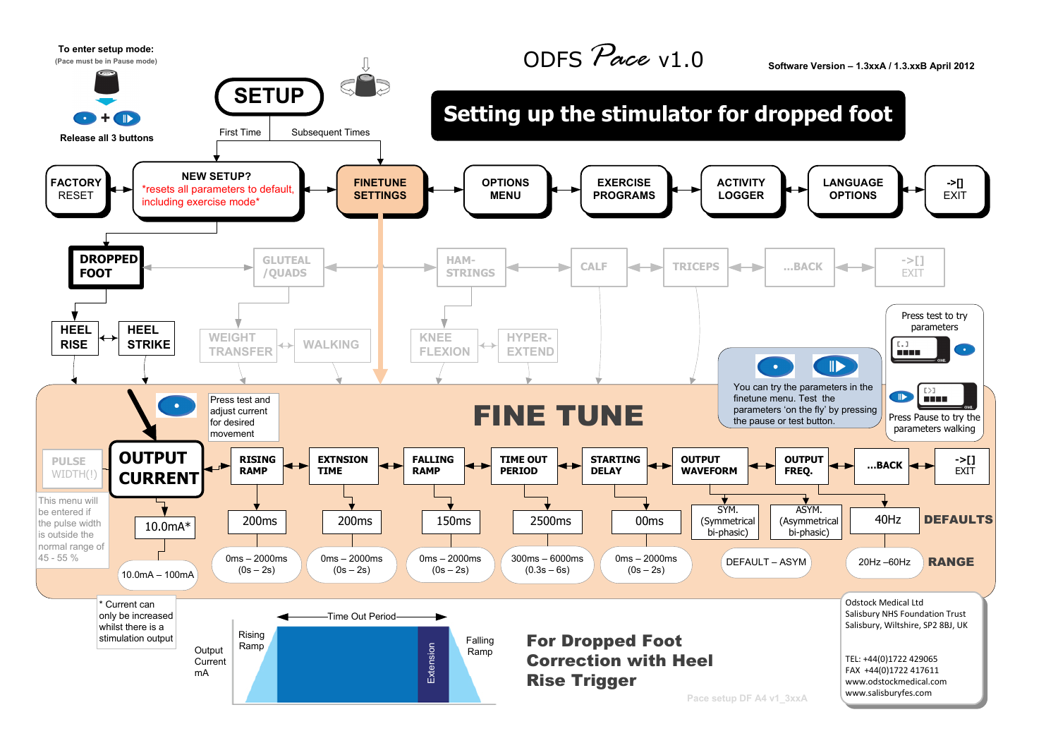# ODFS Pace v1.0

**Software Version – 1.3xxA / 1.3.xxB April 2012**

## Setting up the stimulator for dropped foot

**To enter setup mode:**
(Pace must be in Pause mode)

Release all 3 buttons

**SETUP**

First Time — Subsequent Times

FACTORY RESET ↔ NEW SETUP? *resets all parameters to default, including exercise mode* ↔ FINETUNE SETTINGS ↔ OPTIONS MENU ↔ EXERCISE PROGRAMS ↔ ACTIVITY LOGGER ↔ LANGUAGE OPTIONS ↔ ->[] EXIT

DROPPED FOOT ↔ GLUTEAL /QUADS ↔ HAM-STRINGS ↔ CALF ↔ TRICEPS ↔ ...BACK ↔ ->[] EXIT

HEEL RISE ↔ HEEL STRIKE

WEIGHT TRANSFER ↔ WALKING

KNEE FLEXION ↔ HYPER-EXTEND

Press test to try parameters

You can try the parameters in the finetune menu. Test the parameters 'on the fly' by pressing the pause or test button.

Press Pause to try the parameters walking

## FINE TUNE

Press test and adjust current for desired movement

PULSE WIDTH(!)

This menu will be entered if the pulse width is outside the normal range of 45 - 55 %

| | OUTPUT CURRENT | RISING RAMP | EXTNSION TIME | FALLING RAMP | TIME OUT PERIOD | STARTING DELAY | OUTPUT WAVEFORM | | OUTPUT FREQ. | ...BACK | ->[] EXIT |
|---|---|---|---|---|---|---|---|---|---|---|---|
| **DEFAULTS** | 10.0mA* | 200ms | 200ms | 150ms | 2500ms | 00ms | SYM. (Symmetrical bi-phasic) | ASYM. (Asymmetrical bi-phasic) | 40Hz | | |
| **RANGE** | 10.0mA – 100mA | 0ms – 2000ms (0s – 2s) | 0ms – 2000ms (0s – 2s) | 0ms – 2000ms (0s – 2s) | 300ms – 6000ms (0.3s – 6s) | 0ms – 2000ms (0s – 2s) | DEFAULT – ASYM | | 20Hz –60Hz | | |

* Current can only be increased whilst there is a stimulation output

Output Current mA — Rising Ramp — Time Out Period — Extension — Falling Ramp

**For Dropped Foot Correction with Heel Rise Trigger**

Odstock Medical Ltd
Salisbury NHS Foundation Trust
Salisbury, Wiltshire, SP2 8BJ, UK

TEL: +44(0)1722 429065
FAX +44(0)1722 417611
www.odstockmedical.com
www.salisburyfes.com

Pace setup DF A4 v1_3xxA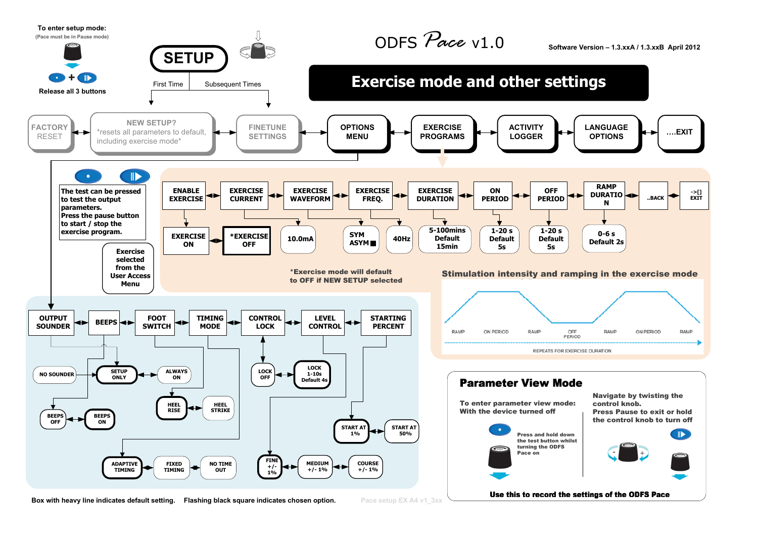**To enter setup mode:**
(Pace must be in Pause mode)

Release all 3 buttons

# SETUP

First Time | Subsequent Times

ODFS *Pace* v1.0

Software Version – 1.3.xxA / 1.3.xxB April 2012

## Exercise mode and other settings

FACTORY RESET ↔ NEW SETUP? *resets all parameters to default, including exercise mode* ↔ FINETUNE SETTINGS ↔ OPTIONS MENU ↔ EXERCISE PROGRAMS ↔ ACTIVITY LOGGER ↔ LANGUAGE OPTIONS ↔ ....EXIT

The test can be pressed to test the output parameters.
Press the pause button to start / stop the exercise program.

Exercise selected from the User Access Menu

ENABLE EXERCISE ↔ EXERCISE CURRENT ↔ EXERCISE WAVEFORM ↔ EXERCISE FREQ. ↔ EXERCISE DURATION ↔ ON PERIOD ↔ OFF PERIOD ↔ RAMP DURATION ↔ ..BACK ↔ ->[] EXIT

- ENABLE EXERCISE: EXERCISE ON ↔ *EXERCISE OFF
- EXERCISE CURRENT: 10.0mA
- EXERCISE WAVEFORM: SYM / ASYM ■
- EXERCISE FREQ.: 40Hz
- EXERCISE DURATION: 5-100mins Default 15min
- ON PERIOD: 1-20 s Default 5s
- OFF PERIOD: 1-20 s Default 5s
- RAMP DURATION: 0-6 s Default 2s

*Exercise mode will default to OFF if NEW SETUP selected

**Stimulation intensity and ramping in the exercise mode**

RAMP ON PERIOD RAMP OFF PERIOD RAMP ON PERIOD RAMP

REPEATS FOR EXERCISE DURATION

OUTPUT SOUNDER ↔ BEEPS ↔ FOOT SWITCH ↔ TIMING MODE ↔ CONTROL LOCK ↔ LEVEL CONTROL ↔ STARTING PERCENT

- OUTPUT SOUNDER: NO SOUNDER ↔ SETUP ONLY ↔ ALWAYS ON
- BEEPS: BEEPS OFF ↔ BEEPS ON
- FOOT SWITCH: HEEL RISE ↔ HEEL STRIKE
- TIMING MODE: ADAPTIVE TIMING ↔ FIXED TIMING ↔ NO TIME OUT
- CONTROL LOCK: LOCK OFF ↔ LOCK 1-10s Default 4s
- LEVEL CONTROL: FINE +/- 1% ↔ MEDIUM +/- 1% ↔ COURSE +/- 1%
- STARTING PERCENT: START AT 1% ↔ START AT 50%

## Parameter View Mode

To enter parameter view mode:
With the device turned off

Press and hold down the test button whilst turning the ODFS Pace on

Navigate by twisting the control knob.
Press Pause to exit or hold the control knob to turn off

**Use this to record the settings of the ODFS Pace**

Box with heavy line indicates default setting. Flashing black square indicates chosen option.

Pace setup EX A4 v1_3xx